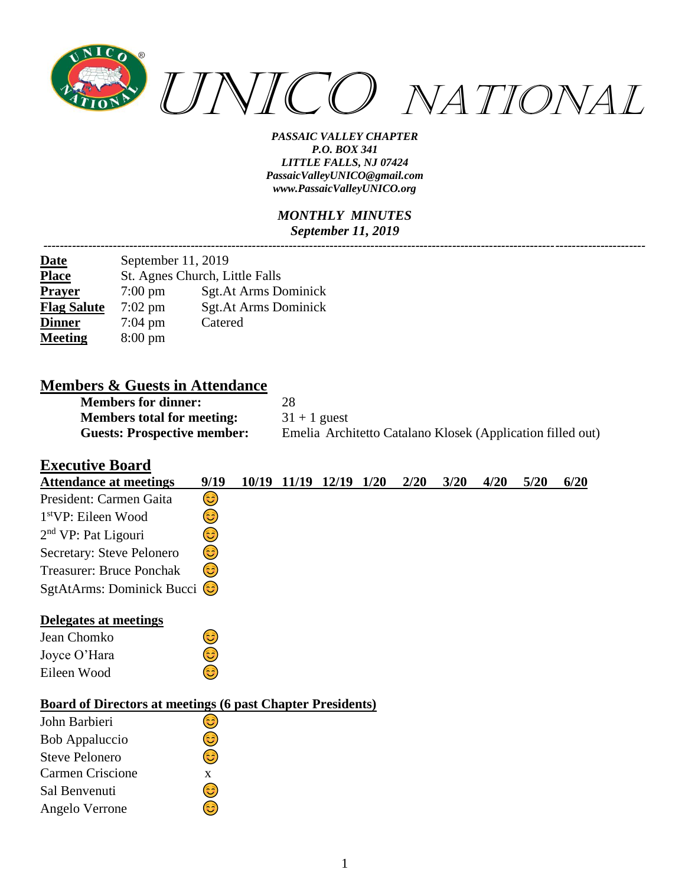# UNICO NATIONAL

***PASSAIC VALLEY CHAPTER***
***P.O. BOX 341***
***LITTLE FALLS, NJ 07424***
***PassaicValleyUNICO@gmail.com***
***www.PassaicValleyUNICO.org***

***MONTHLY MINUTES***
***September 11, 2019***

---

| | | |
|---|---|---|
| **Date** | September 11, 2019 | |
| **Place** | St. Agnes Church, Little Falls | |
| **Prayer** | 7:00 pm | Sgt.At Arms Dominick |
| **Flag Salute** | 7:02 pm | Sgt.At Arms Dominick |
| **Dinner** | 7:04 pm | Catered |
| **Meeting** | 8:00 pm | |

## Members & Guests in Attendance

| | |
|---|---|
| **Members for dinner:** | 28 |
| **Members total for meeting:** | 31 + 1 guest |
| **Guests: Prospective member:** | Emelia Architetto Catalano Klosek (Application filled out) |

## Executive Board

| Attendance at meetings | 9/19 | 10/19 | 11/19 | 12/19 | 1/20 | 2/20 | 3/20 | 4/20 | 5/20 | 6/20 |
|---|---|---|---|---|---|---|---|---|---|---|
| President: Carmen Gaita | 😊 | | | | | | | | | |
| 1st VP: Eileen Wood | 😊 | | | | | | | | | |
| 2nd VP: Pat Ligouri | 😊 | | | | | | | | | |
| Secretary: Steve Pelonero | 😊 | | | | | | | | | |
| Treasurer: Bruce Ponchak | 😊 | | | | | | | | | |
| SgtAtArms: Dominick Bucci | 😊 | | | | | | | | | |

### Delegates at meetings

| | |
|---|---|
| Jean Chomko | 😊 |
| Joyce O'Hara | 😊 |
| Eileen Wood | 😊 |

### Board of Directors at meetings (6 past Chapter Presidents)

| | |
|---|---|
| John Barbieri | 😊 |
| Bob Appaluccio | 😊 |
| Steve Pelonero | 😊 |
| Carmen Criscione | x |
| Sal Benvenuti | 😊 |
| Angelo Verrone | 😊 |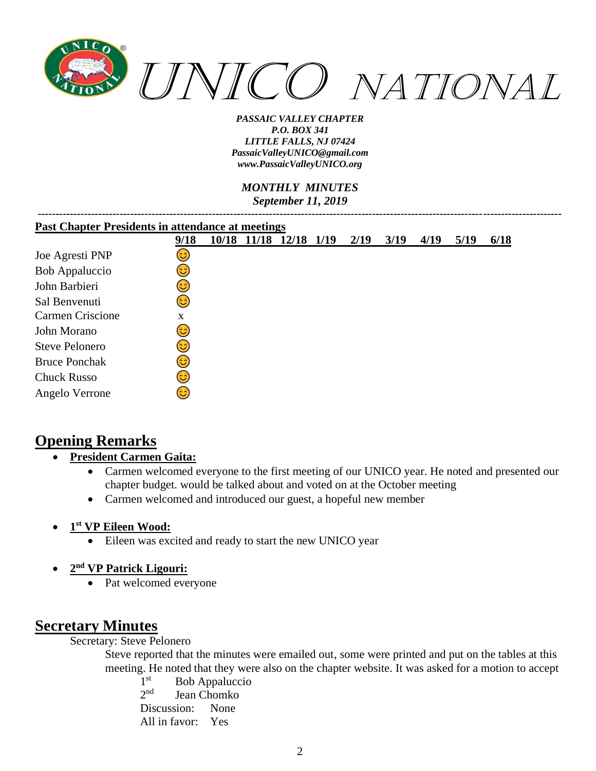# UNICO NATIONAL

***PASSAIC VALLEY CHAPTER***
***P.O. BOX 341***
***LITTLE FALLS, NJ 07424***
***PassaicValleyUNICO@gmail.com***
***www.PassaicValleyUNICO.org***

***MONTHLY MINUTES***
***September 11, 2019***

---

**Past Chapter Presidents in attendance at meetings**

| | 9/18 | 10/18 | 11/18 | 12/18 | 1/19 | 2/19 | 3/19 | 4/19 | 5/19 | 6/18 |
|---|---|---|---|---|---|---|---|---|---|---|
| Joe Agresti PNP | 😊 | | | | | | | | | |
| Bob Appaluccio | 😊 | | | | | | | | | |
| John Barbieri | 😊 | | | | | | | | | |
| Sal Benvenuti | 😊 | | | | | | | | | |
| Carmen Criscione | x | | | | | | | | | |
| John Morano | 😊 | | | | | | | | | |
| Steve Pelonero | 😊 | | | | | | | | | |
| Bruce Ponchak | 😊 | | | | | | | | | |
| Chuck Russo | 😊 | | | | | | | | | |
| Angelo Verrone | 😊 | | | | | | | | | |

## Opening Remarks

- **President Carmen Gaita:**
  - Carmen welcomed everyone to the first meeting of our UNICO year. He noted and presented our chapter budget. would be talked about and voted on at the October meeting
  - Carmen welcomed and introduced our guest, a hopeful new member

- **1st VP Eileen Wood:**
  - Eileen was excited and ready to start the new UNICO year

- **2nd VP Patrick Ligouri:**
  - Pat welcomed everyone

## Secretary Minutes

Secretary: Steve Pelonero

Steve reported that the minutes were emailed out, some were printed and put on the tables at this meeting. He noted that they were also on the chapter website. It was asked for a motion to accept

1st Bob Appaluccio
2nd Jean Chomko
Discussion: None
All in favor: Yes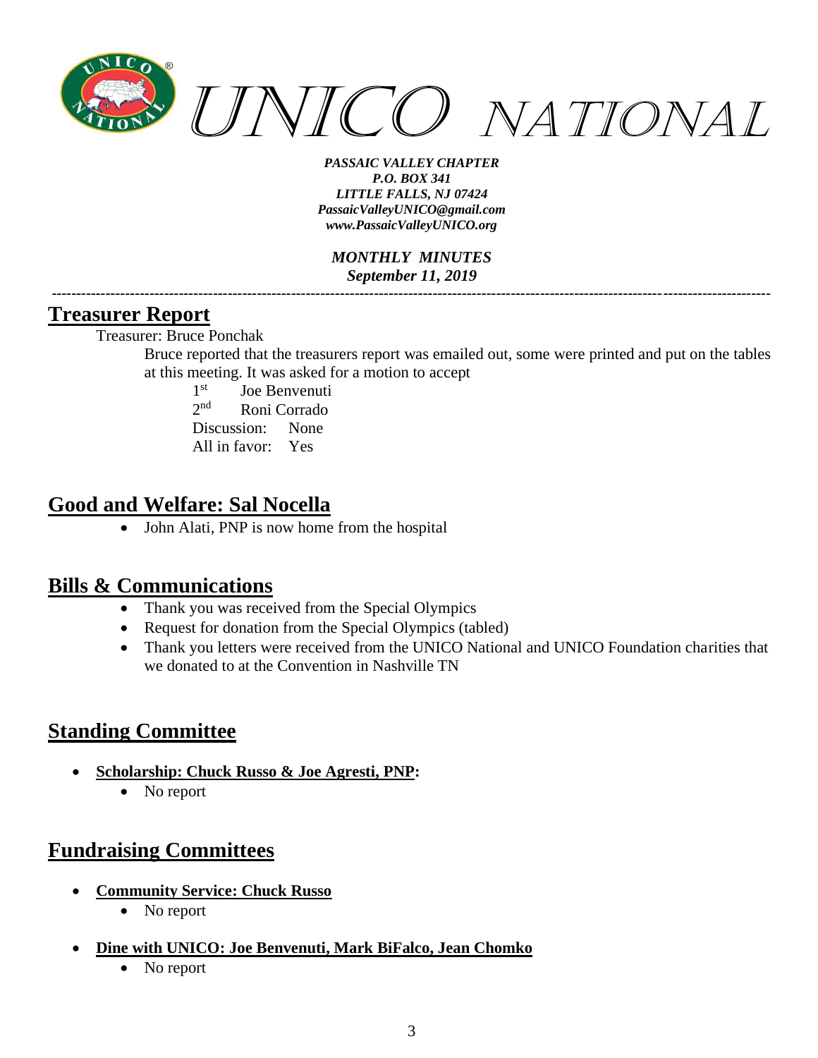*PASSAIC VALLEY CHAPTER*
*P.O. BOX 341*
*LITTLE FALLS, NJ 07424*
*PassaicValleyUNICO@gmail.com*
*www.PassaicValleyUNICO.org*

*MONTHLY MINUTES*
*September 11, 2019*

---

## Treasurer Report

Treasurer: Bruce Ponchak

Bruce reported that the treasurers report was emailed out, some were printed and put on the tables at this meeting. It was asked for a motion to accept

1st Joe Benvenuti
2nd Roni Corrado
Discussion: None
All in favor: Yes

## Good and Welfare: Sal Nocella

- John Alati, PNP is now home from the hospital

## Bills & Communications

- Thank you was received from the Special Olympics
- Request for donation from the Special Olympics (tabled)
- Thank you letters were received from the UNICO National and UNICO Foundation charities that we donated to at the Convention in Nashville TN

## Standing Committee

- **Scholarship: Chuck Russo & Joe Agresti, PNP:**
  - No report

## Fundraising Committees

- **Community Service: Chuck Russo**
  - No report
- **Dine with UNICO: Joe Benvenuti, Mark BiFalco, Jean Chomko**
  - No report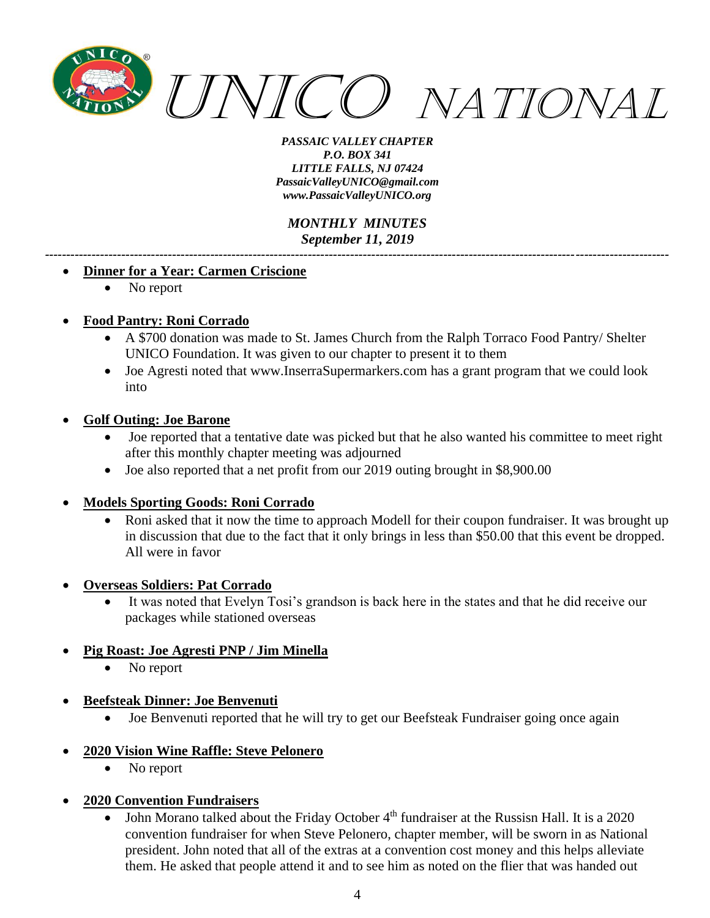- **Dinner for a Year: Carmen Criscione**
    - No report

- **Food Pantry: Roni Corrado**
    - A $700 donation was made to St. James Church from the Ralph Torraco Food Pantry/ Shelter UNICO Foundation. It was given to our chapter to present it to them
    - Joe Agresti noted that www.InserraSupermarkers.com has a grant program that we could look into

- **Golf Outing: Joe Barone**
    - Joe reported that a tentative date was picked but that he also wanted his committee to meet right after this monthly chapter meeting was adjourned
    - Joe also reported that a net profit from our 2019 outing brought in $8,900.00

- **Models Sporting Goods: Roni Corrado**
    - Roni asked that it now the time to approach Modell for their coupon fundraiser. It was brought up in discussion that due to the fact that it only brings in less than $50.00 that this event be dropped. All were in favor

- **Overseas Soldiers: Pat Corrado**
    - It was noted that Evelyn Tosi's grandson is back here in the states and that he did receive our packages while stationed overseas

- **Pig Roast: Joe Agresti PNP / Jim Minella**
    - No report

- **Beefsteak Dinner: Joe Benvenuti**
    - Joe Benvenuti reported that he will try to get our Beefsteak Fundraiser going once again

- **2020 Vision Wine Raffle: Steve Pelonero**
    - No report

- **2020 Convention Fundraisers**
    - John Morano talked about the Friday October 4th fundraiser at the Russisn Hall. It is a 2020 convention fundraiser for when Steve Pelonero, chapter member, will be sworn in as National president. John noted that all of the extras at a convention cost money and this helps alleviate them. He asked that people attend it and to see him as noted on the flier that was handed out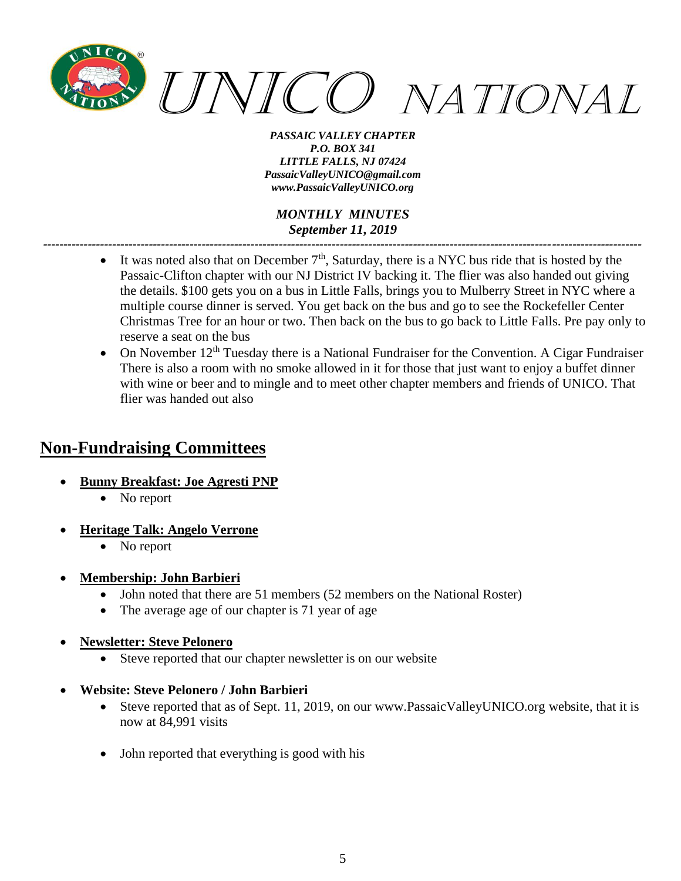- It was noted also that on December 7th, Saturday, there is a NYC bus ride that is hosted by the Passaic-Clifton chapter with our NJ District IV backing it. The flier was also handed out giving the details. $100 gets you on a bus in Little Falls, brings you to Mulberry Street in NYC where a multiple course dinner is served. You get back on the bus and go to see the Rockefeller Center Christmas Tree for an hour or two. Then back on the bus to go back to Little Falls. Pre pay only to reserve a seat on the bus
- On November 12th Tuesday there is a National Fundraiser for the Convention. A Cigar Fundraiser There is also a room with no smoke allowed in it for those that just want to enjoy a buffet dinner with wine or beer and to mingle and to meet other chapter members and friends of UNICO. That flier was handed out also

## Non-Fundraising Committees

- **Bunny Breakfast: Joe Agresti PNP**
  - No report
- **Heritage Talk: Angelo Verrone**
  - No report
- **Membership: John Barbieri**
  - John noted that there are 51 members (52 members on the National Roster)
  - The average age of our chapter is 71 year of age
- **Newsletter: Steve Pelonero**
  - Steve reported that our chapter newsletter is on our website
- **Website: Steve Pelonero / John Barbieri**
  - Steve reported that as of Sept. 11, 2019, on our www.PassaicValleyUNICO.org website, that it is now at 84,991 visits
  - John reported that everything is good with his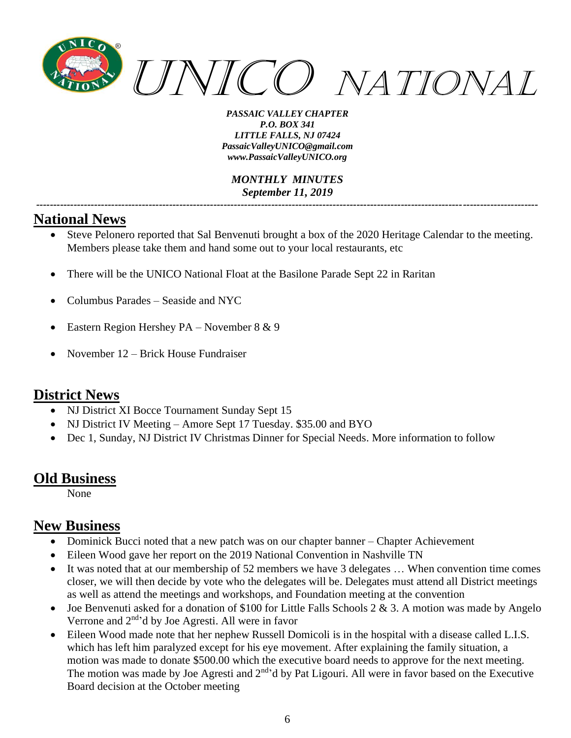*PASSAIC VALLEY CHAPTER*
*P.O. BOX 341*
*LITTLE FALLS, NJ 07424*
*PassaicValleyUNICO@gmail.com*
*www.PassaicValleyUNICO.org*

*MONTHLY MINUTES*
*September 11, 2019*

---

## National News

- Steve Pelonero reported that Sal Benvenuti brought a box of the 2020 Heritage Calendar to the meeting. Members please take them and hand some out to your local restaurants, etc
- There will be the UNICO National Float at the Basilone Parade Sept 22 in Raritan
- Columbus Parades – Seaside and NYC
- Eastern Region Hershey PA – November 8 & 9
- November 12 – Brick House Fundraiser

## District News

- NJ District XI Bocce Tournament Sunday Sept 15
- NJ District IV Meeting – Amore Sept 17 Tuesday. $35.00 and BYO
- Dec 1, Sunday, NJ District IV Christmas Dinner for Special Needs. More information to follow

## Old Business

None

## New Business

- Dominick Bucci noted that a new patch was on our chapter banner – Chapter Achievement
- Eileen Wood gave her report on the 2019 National Convention in Nashville TN
- It was noted that at our membership of 52 members we have 3 delegates … When convention time comes closer, we will then decide by vote who the delegates will be. Delegates must attend all District meetings as well as attend the meetings and workshops, and Foundation meeting at the convention
- Joe Benvenuti asked for a donation of $100 for Little Falls Schools 2 & 3. A motion was made by Angelo Verrone and 2nd'd by Joe Agresti. All were in favor
- Eileen Wood made note that her nephew Russell Domicoli is in the hospital with a disease called L.I.S. which has left him paralyzed except for his eye movement. After explaining the family situation, a motion was made to donate $500.00 which the executive board needs to approve for the next meeting. The motion was made by Joe Agresti and 2nd'd by Pat Ligouri. All were in favor based on the Executive Board decision at the October meeting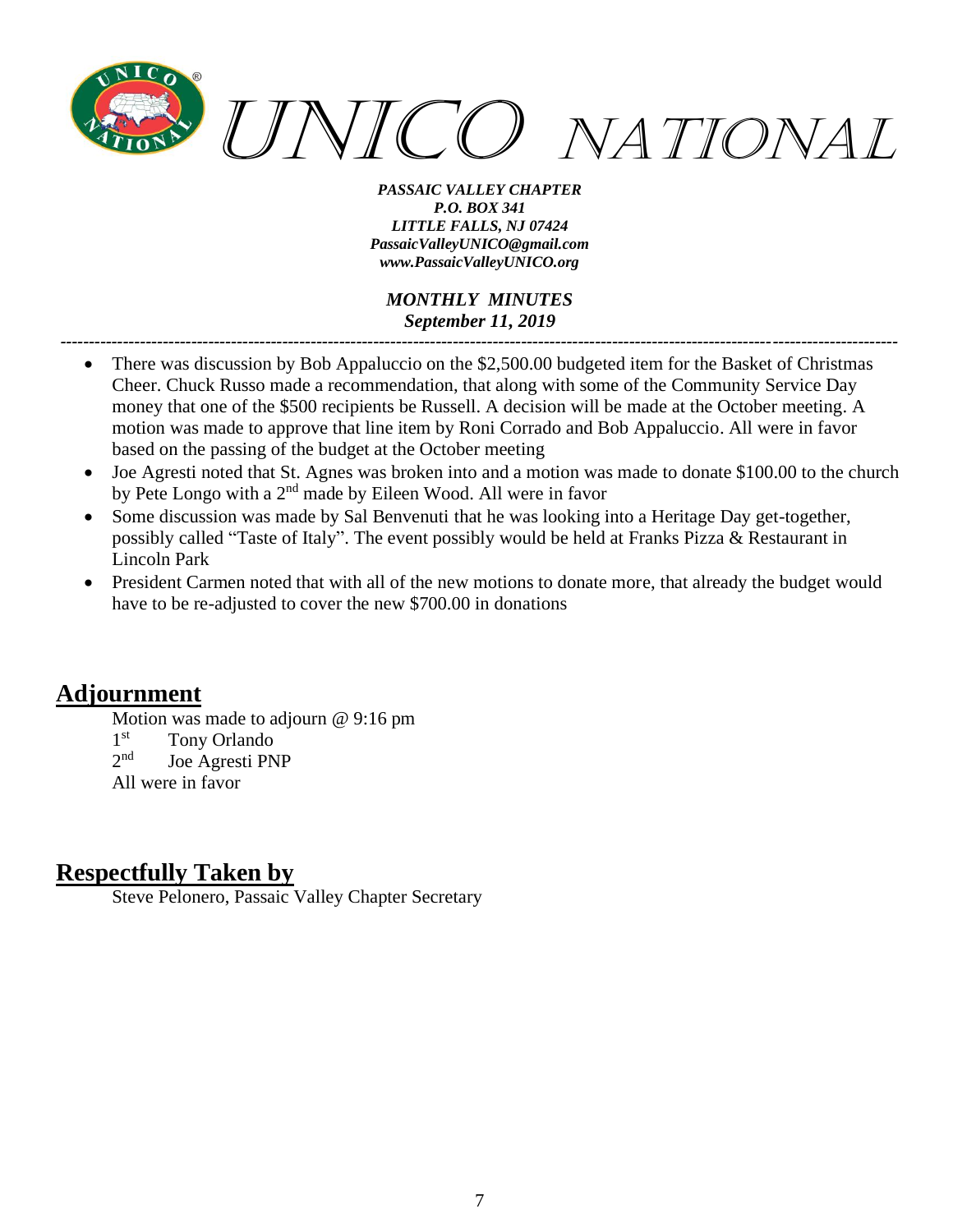- There was discussion by Bob Appaluccio on the $2,500.00 budgeted item for the Basket of Christmas Cheer. Chuck Russo made a recommendation, that along with some of the Community Service Day money that one of the $500 recipients be Russell. A decision will be made at the October meeting. A motion was made to approve that line item by Roni Corrado and Bob Appaluccio. All were in favor based on the passing of the budget at the October meeting
- Joe Agresti noted that St. Agnes was broken into and a motion was made to donate $100.00 to the church by Pete Longo with a 2nd made by Eileen Wood. All were in favor
- Some discussion was made by Sal Benvenuti that he was looking into a Heritage Day get-together, possibly called "Taste of Italy". The event possibly would be held at Franks Pizza & Restaurant in Lincoln Park
- President Carmen noted that with all of the new motions to donate more, that already the budget would have to be re-adjusted to cover the new $700.00 in donations

## Adjournment

Motion was made to adjourn @ 9:16 pm
1st Tony Orlando
2nd Joe Agresti PNP
All were in favor

## Respectfully Taken by

Steve Pelonero, Passaic Valley Chapter Secretary